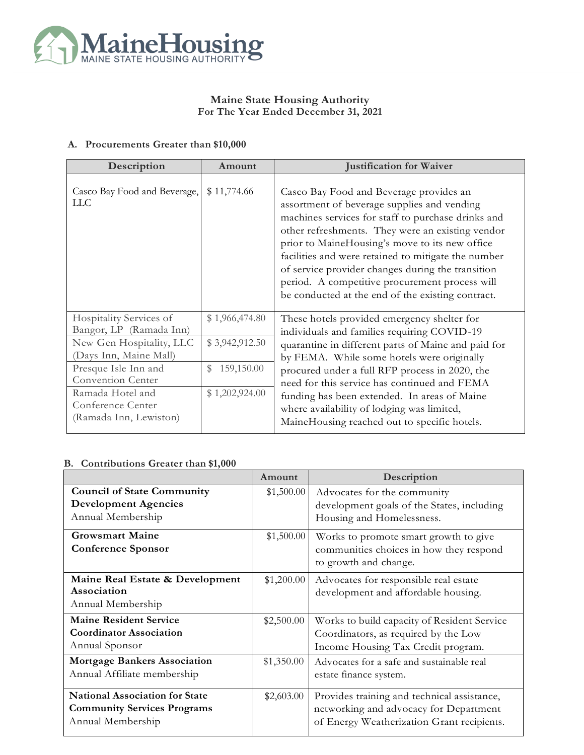MaineHousing
MAINE STATE HOUSING AUTHORITY

**Maine State Housing Authority**
**For The Year Ended December 31, 2021**

### A. Procurements Greater than $10,000

| Description | Amount | Justification for Waiver |
|---|---|---|
| Casco Bay Food and Beverage, LLC | $ 11,774.66 | Casco Bay Food and Beverage provides an assortment of beverage supplies and vending machines services for staff to purchase drinks and other refreshments. They were an existing vendor prior to MaineHousing's move to its new office facilities and were retained to mitigate the number of service provider changes during the transition period. A competitive procurement process will be conducted at the end of the existing contract. |
| Hospitality Services of Bangor, LP (Ramada Inn) | $ 1,966,474.80 | These hotels provided emergency shelter for individuals and families requiring COVID-19 quarantine in different parts of Maine and paid for by FEMA. While some hotels were originally procured under a full RFP process in 2020, the need for this service has continued and FEMA funding has been extended. In areas of Maine where availability of lodging was limited, MaineHousing reached out to specific hotels. |
| New Gen Hospitality, LLC (Days Inn, Maine Mall) | $ 3,942,912.50 | |
| Presque Isle Inn and Convention Center | $ 159,150.00 | |
| Ramada Hotel and Conference Center (Ramada Inn, Lewiston) | $ 1,202,924.00 | |

### B. Contributions Greater than $1,000

| | Amount | Description |
|---|---|---|
| **Council of State Community Development Agencies** Annual Membership | $1,500.00 | Advocates for the community development goals of the States, including Housing and Homelessness. |
| **Growsmart Maine Conference Sponsor** | $1,500.00 | Works to promote smart growth to give communities choices in how they respond to growth and change. |
| **Maine Real Estate & Development Association** Annual Membership | $1,200.00 | Advocates for responsible real estate development and affordable housing. |
| **Maine Resident Service Coordinator Association** Annual Sponsor | $2,500.00 | Works to build capacity of Resident Service Coordinators, as required by the Low Income Housing Tax Credit program. |
| **Mortgage Bankers Association** Annual Affiliate membership | $1,350.00 | Advocates for a safe and sustainable real estate finance system. |
| **National Association for State Community Services Programs** Annual Membership | $2,603.00 | Provides training and technical assistance, networking and advocacy for Department of Energy Weatherization Grant recipients. |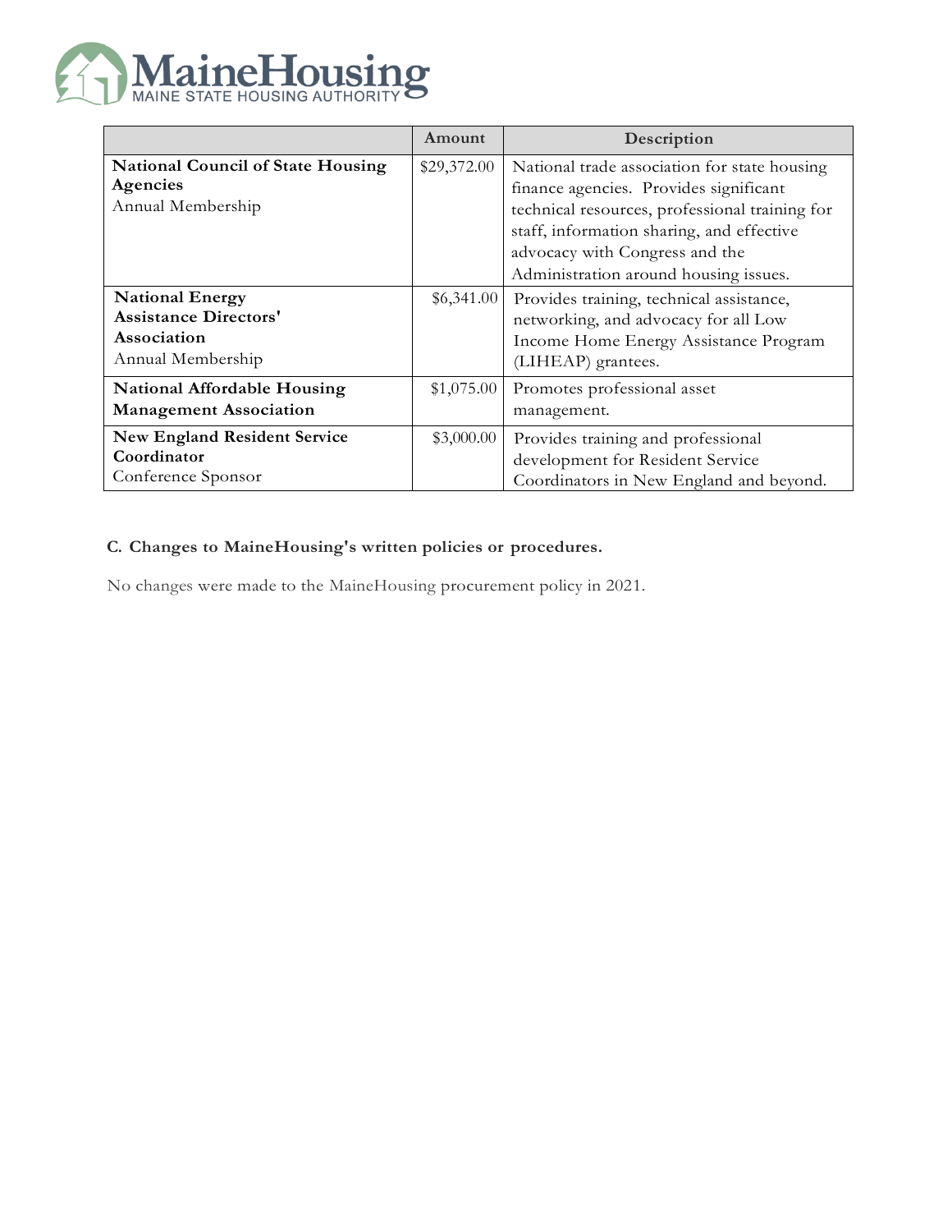| | Amount | Description |
|---|---|---|
| **National Council of State Housing Agencies** Annual Membership | $29,372.00 | National trade association for state housing finance agencies. Provides significant technical resources, professional training for staff, information sharing, and effective advocacy with Congress and the Administration around housing issues. |
| **National Energy Assistance Directors' Association** Annual Membership | $6,341.00 | Provides training, technical assistance, networking, and advocacy for all Low Income Home Energy Assistance Program (LIHEAP) grantees. |
| **National Affordable Housing Management Association** | $1,075.00 | Promotes professional asset management. |
| **New England Resident Service Coordinator** Conference Sponsor | $3,000.00 | Provides training and professional development for Resident Service Coordinators in New England and beyond. |

### C. Changes to MaineHousing's written policies or procedures.

No changes were made to the MaineHousing procurement policy in 2021.